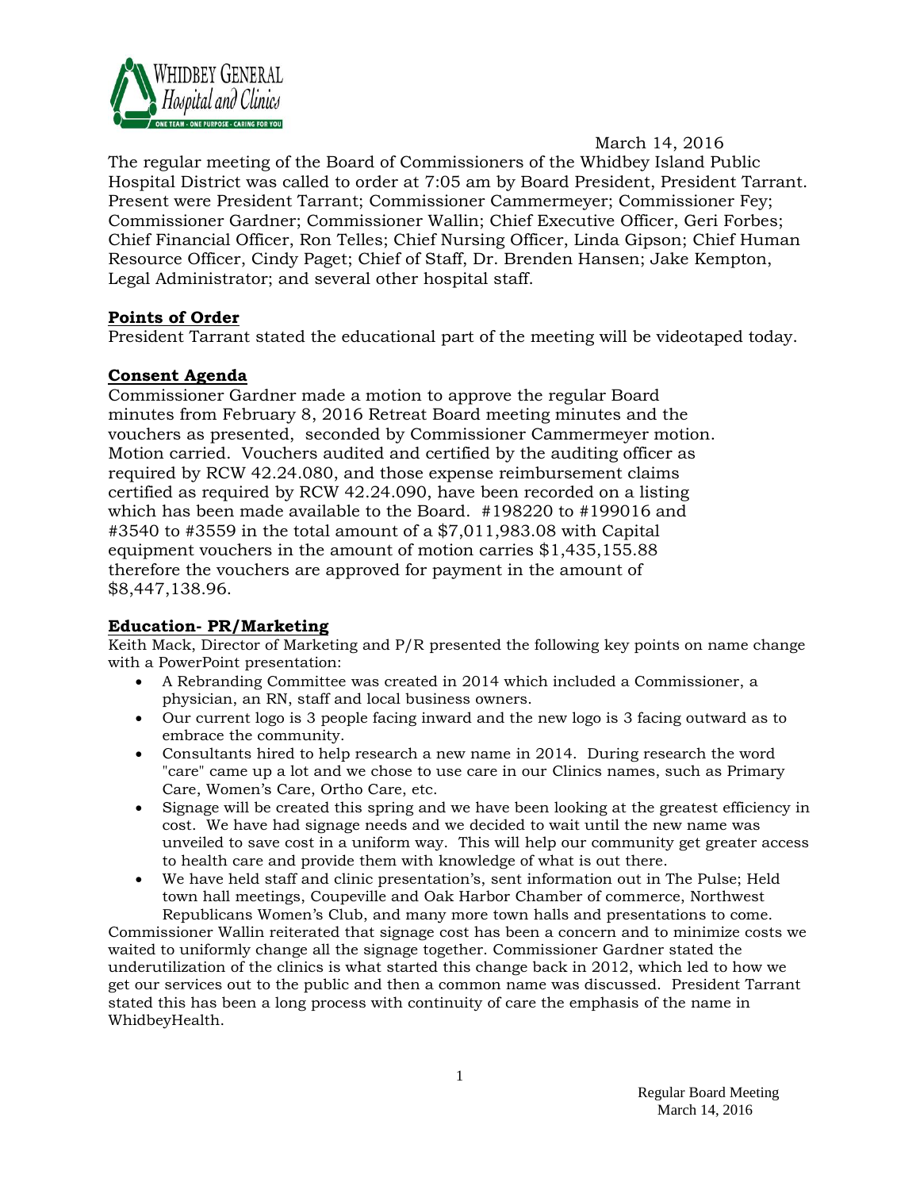March 14, 2016

The regular meeting of the Board of Commissioners of the Whidbey Island Public Hospital District was called to order at 7:05 am by Board President, President Tarrant. Present were President Tarrant; Commissioner Cammermeyer; Commissioner Fey; Commissioner Gardner; Commissioner Wallin; Chief Executive Officer, Geri Forbes; Chief Financial Officer, Ron Telles; Chief Nursing Officer, Linda Gipson; Chief Human Resource Officer, Cindy Paget; Chief of Staff, Dr. Brenden Hansen; Jake Kempton, Legal Administrator; and several other hospital staff.

## Points of Order

President Tarrant stated the educational part of the meeting will be videotaped today.

## Consent Agenda

Commissioner Gardner made a motion to approve the regular Board minutes from February 8, 2016 Retreat Board meeting minutes and the vouchers as presented, seconded by Commissioner Cammermeyer motion. Motion carried. Vouchers audited and certified by the auditing officer as required by RCW 42.24.080, and those expense reimbursement claims certified as required by RCW 42.24.090, have been recorded on a listing which has been made available to the Board. #198220 to #199016 and #3540 to #3559 in the total amount of a $7,011,983.08 with Capital equipment vouchers in the amount of motion carries $1,435,155.88 therefore the vouchers are approved for payment in the amount of $8,447,138.96.

## Education- PR/Marketing

Keith Mack, Director of Marketing and P/R presented the following key points on name change with a PowerPoint presentation:

- A Rebranding Committee was created in 2014 which included a Commissioner, a physician, an RN, staff and local business owners.
- Our current logo is 3 people facing inward and the new logo is 3 facing outward as to embrace the community.
- Consultants hired to help research a new name in 2014. During research the word "care" came up a lot and we chose to use care in our Clinics names, such as Primary Care, Women's Care, Ortho Care, etc.
- Signage will be created this spring and we have been looking at the greatest efficiency in cost. We have had signage needs and we decided to wait until the new name was unveiled to save cost in a uniform way. This will help our community get greater access to health care and provide them with knowledge of what is out there.
- We have held staff and clinic presentation's, sent information out in The Pulse; Held town hall meetings, Coupeville and Oak Harbor Chamber of commerce, Northwest Republicans Women's Club, and many more town halls and presentations to come.

Commissioner Wallin reiterated that signage cost has been a concern and to minimize costs we waited to uniformly change all the signage together. Commissioner Gardner stated the underutilization of the clinics is what started this change back in 2012, which led to how we get our services out to the public and then a common name was discussed. President Tarrant stated this has been a long process with continuity of care the emphasis of the name in WhidbeyHealth.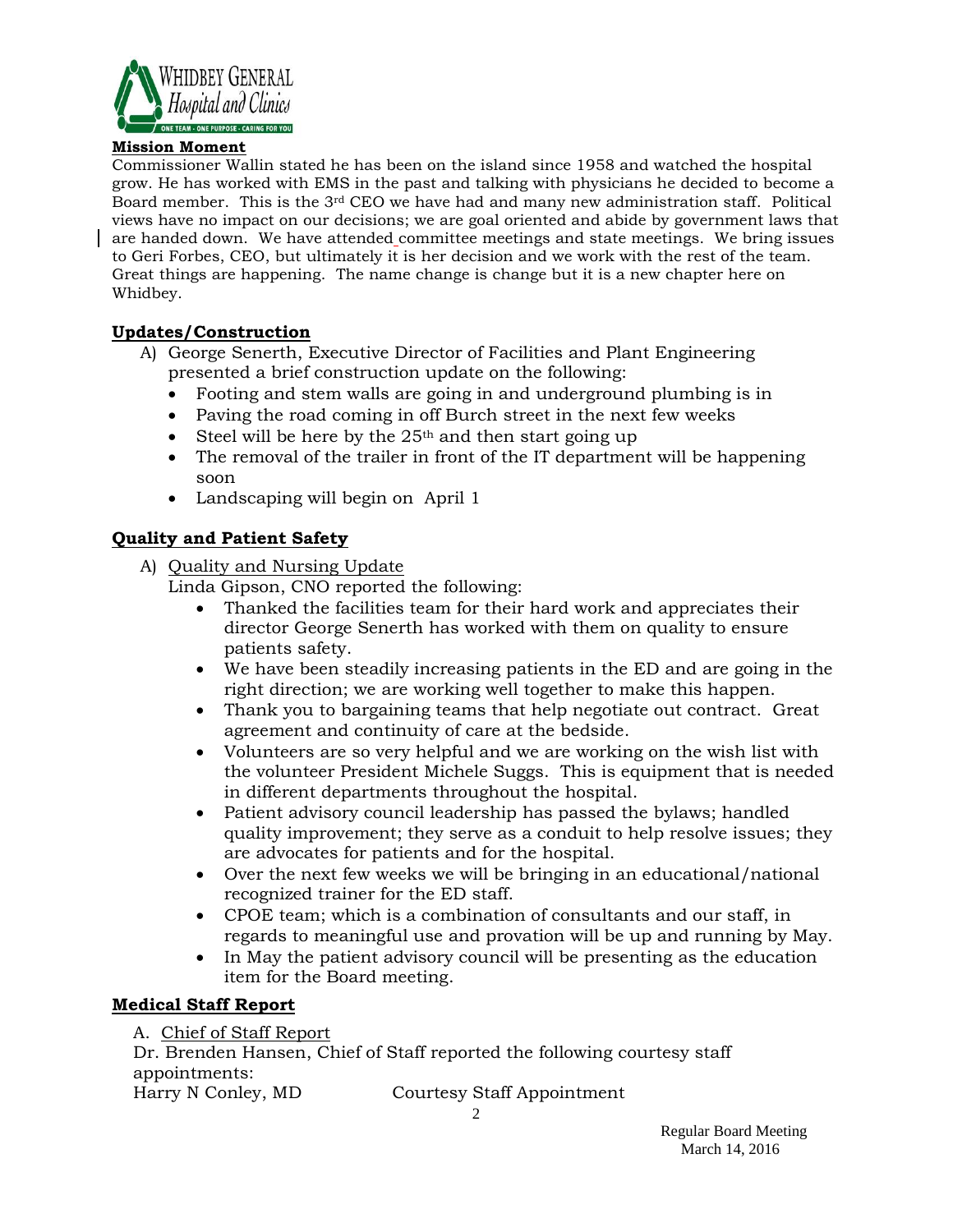**Mission Moment**

Commissioner Wallin stated he has been on the island since 1958 and watched the hospital grow. He has worked with EMS in the past and talking with physicians he decided to become a Board member. This is the 3rd CEO we have had and many new administration staff. Political views have no impact on our decisions; we are goal oriented and abide by government laws that are handed down. We have attended committee meetings and state meetings. We bring issues to Geri Forbes, CEO, but ultimately it is her decision and we work with the rest of the team. Great things are happening. The name change is change but it is a new chapter here on Whidbey.

**Updates/Construction**

A) George Senerth, Executive Director of Facilities and Plant Engineering presented a brief construction update on the following:
   - Footing and stem walls are going in and underground plumbing is in
   - Paving the road coming in off Burch street in the next few weeks
   - Steel will be here by the 25th and then start going up
   - The removal of the trailer in front of the IT department will be happening soon
   - Landscaping will begin on April 1

**Quality and Patient Safety**

A) Quality and Nursing Update
   Linda Gipson, CNO reported the following:
   - Thanked the facilities team for their hard work and appreciates their director George Senerth has worked with them on quality to ensure patients safety.
   - We have been steadily increasing patients in the ED and are going in the right direction; we are working well together to make this happen.
   - Thank you to bargaining teams that help negotiate out contract. Great agreement and continuity of care at the bedside.
   - Volunteers are so very helpful and we are working on the wish list with the volunteer President Michele Suggs. This is equipment that is needed in different departments throughout the hospital.
   - Patient advisory council leadership has passed the bylaws; handled quality improvement; they serve as a conduit to help resolve issues; they are advocates for patients and for the hospital.
   - Over the next few weeks we will be bringing in an educational/national recognized trainer for the ED staff.
   - CPOE team; which is a combination of consultants and our staff, in regards to meaningful use and provation will be up and running by May.
   - In May the patient advisory council will be presenting as the education item for the Board meeting.

**Medical Staff Report**

A. Chief of Staff Report

Dr. Brenden Hansen, Chief of Staff reported the following courtesy staff appointments:

Harry N Conley, MD    Courtesy Staff Appointment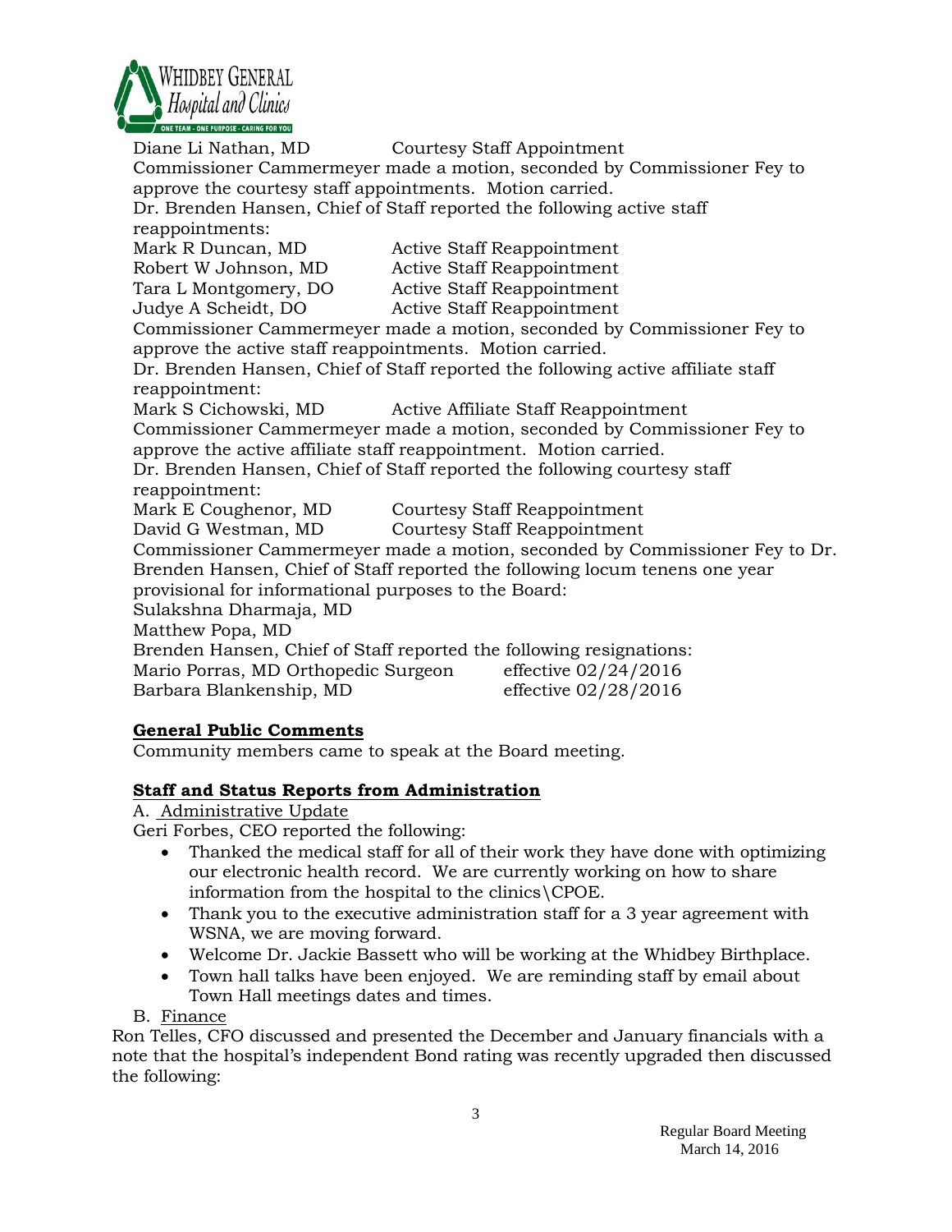Diane Li Nathan, MD Courtesy Staff Appointment

Commissioner Cammermeyer made a motion, seconded by Commissioner Fey to approve the courtesy staff appointments. Motion carried.

Dr. Brenden Hansen, Chief of Staff reported the following active staff reappointments:

| | |
|---|---|
| Mark R Duncan, MD | Active Staff Reappointment |
| Robert W Johnson, MD | Active Staff Reappointment |
| Tara L Montgomery, DO | Active Staff Reappointment |
| Judye A Scheidt, DO | Active Staff Reappointment |

Commissioner Cammermeyer made a motion, seconded by Commissioner Fey to approve the active staff reappointments. Motion carried.

Dr. Brenden Hansen, Chief of Staff reported the following active affiliate staff reappointment:

Mark S Cichowski, MD Active Affiliate Staff Reappointment

Commissioner Cammermeyer made a motion, seconded by Commissioner Fey to approve the active affiliate staff reappointment. Motion carried.

Dr. Brenden Hansen, Chief of Staff reported the following courtesy staff reappointment:

| | |
|---|---|
| Mark E Coughenor, MD | Courtesy Staff Reappointment |
| David G Westman, MD | Courtesy Staff Reappointment |

Commissioner Cammermeyer made a motion, seconded by Commissioner Fey to Dr. Brenden Hansen, Chief of Staff reported the following locum tenens one year provisional for informational purposes to the Board:

Sulakshna Dharmaja, MD

Matthew Popa, MD

Brenden Hansen, Chief of Staff reported the following resignations:

| | |
|---|---|
| Mario Porras, MD Orthopedic Surgeon | effective 02/24/2016 |
| Barbara Blankenship, MD | effective 02/28/2016 |

**General Public Comments**

Community members came to speak at the Board meeting.

**Staff and Status Reports from Administration**

A. Administrative Update

Geri Forbes, CEO reported the following:

- Thanked the medical staff for all of their work they have done with optimizing our electronic health record. We are currently working on how to share information from the hospital to the clinics\CPOE.
- Thank you to the executive administration staff for a 3 year agreement with WSNA, we are moving forward.
- Welcome Dr. Jackie Bassett who will be working at the Whidbey Birthplace.
- Town hall talks have been enjoyed. We are reminding staff by email about Town Hall meetings dates and times.

B. Finance

Ron Telles, CFO discussed and presented the December and January financials with a note that the hospital's independent Bond rating was recently upgraded then discussed the following: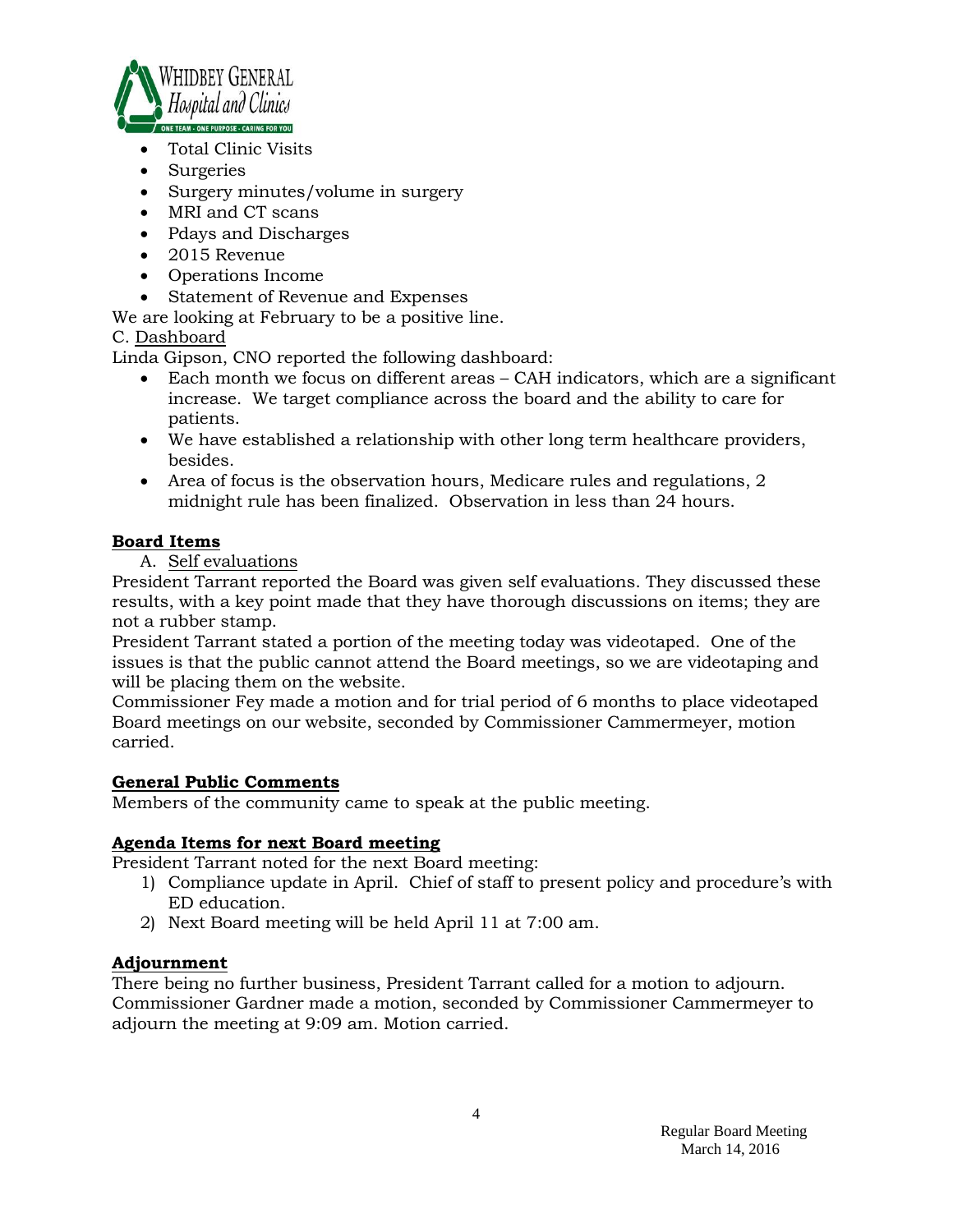- Total Clinic Visits
- Surgeries
- Surgery minutes/volume in surgery
- MRI and CT scans
- Pdays and Discharges
- 2015 Revenue
- Operations Income
- Statement of Revenue and Expenses

We are looking at February to be a positive line.

C. Dashboard

Linda Gipson, CNO reported the following dashboard:

- Each month we focus on different areas – CAH indicators, which are a significant increase. We target compliance across the board and the ability to care for patients.
- We have established a relationship with other long term healthcare providers, besides.
- Area of focus is the observation hours, Medicare rules and regulations, 2 midnight rule has been finalized. Observation in less than 24 hours.

## Board Items

A. Self evaluations

President Tarrant reported the Board was given self evaluations. They discussed these results, with a key point made that they have thorough discussions on items; they are not a rubber stamp.

President Tarrant stated a portion of the meeting today was videotaped. One of the issues is that the public cannot attend the Board meetings, so we are videotaping and will be placing them on the website.

Commissioner Fey made a motion and for trial period of 6 months to place videotaped Board meetings on our website, seconded by Commissioner Cammermeyer, motion carried.

## General Public Comments

Members of the community came to speak at the public meeting.

## Agenda Items for next Board meeting

President Tarrant noted for the next Board meeting:

1) Compliance update in April. Chief of staff to present policy and procedure's with ED education.
2) Next Board meeting will be held April 11 at 7:00 am.

## Adjournment

There being no further business, President Tarrant called for a motion to adjourn. Commissioner Gardner made a motion, seconded by Commissioner Cammermeyer to adjourn the meeting at 9:09 am. Motion carried.